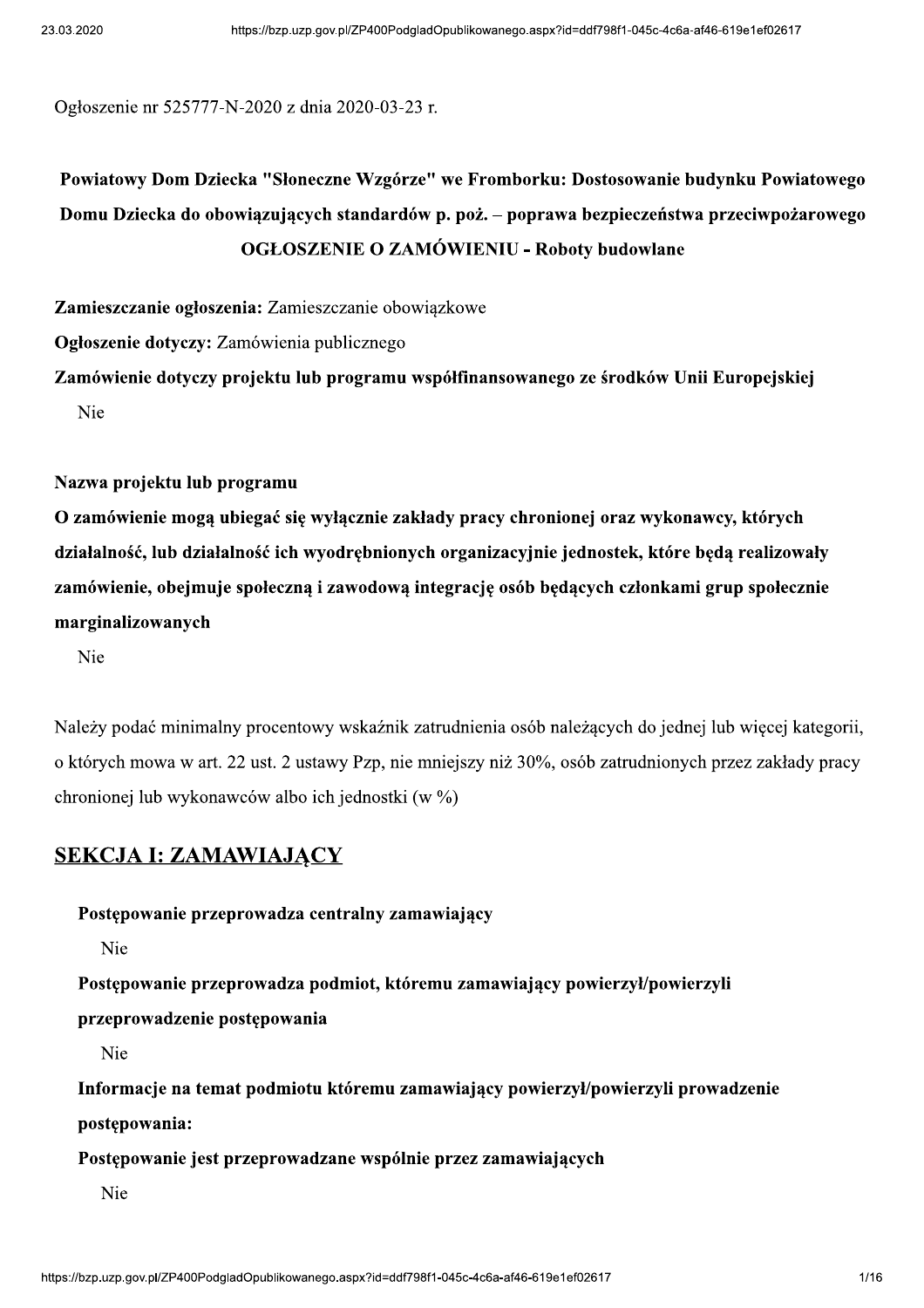Ogłoszenie nr 525777-N-2020 z dnia 2020-03-23 r.

# Powiatowy Dom Dziecka "Słoneczne Wzgórze" we Fromborku: Dostosowanie budynku Powiatowego Domu Dziecka do obowiązujących standardów p. poż. – poprawa bezpieczeństwa przeciwpożarowego
# OGŁOSZENIE O ZAMÓWIENIU - Roboty budowlane

**Zamieszczanie ogłoszenia:** Zamieszczanie obowiązkowe

**Ogłoszenie dotyczy:** Zamówienia publicznego

**Zamówienie dotyczy projektu lub programu współfinansowanego ze środków Unii Europejskiej**

Nie

**Nazwa projektu lub programu**

**O zamówienie mogą ubiegać się wyłącznie zakłady pracy chronionej oraz wykonawcy, których działalność, lub działalność ich wyodrębnionych organizacyjnie jednostek, które będą realizowały zamówienie, obejmuje społeczną i zawodową integrację osób będących członkami grup społecznie marginalizowanych**

Nie

Należy podać minimalny procentowy wskaźnik zatrudnienia osób należących do jednej lub więcej kategorii, o których mowa w art. 22 ust. 2 ustawy Pzp, nie mniejszy niż 30%, osób zatrudnionych przez zakłady pracy chronionej lub wykonawców albo ich jednostki (w %)

## SEKCJA I: ZAMAWIAJĄCY

**Postępowanie przeprowadza centralny zamawiający**

Nie

**Postępowanie przeprowadza podmiot, któremu zamawiający powierzył/powierzyli przeprowadzenie postępowania**

Nie

**Informacje na temat podmiotu któremu zamawiający powierzył/powierzyli prowadzenie postępowania:**

**Postępowanie jest przeprowadzane wspólnie przez zamawiających**

Nie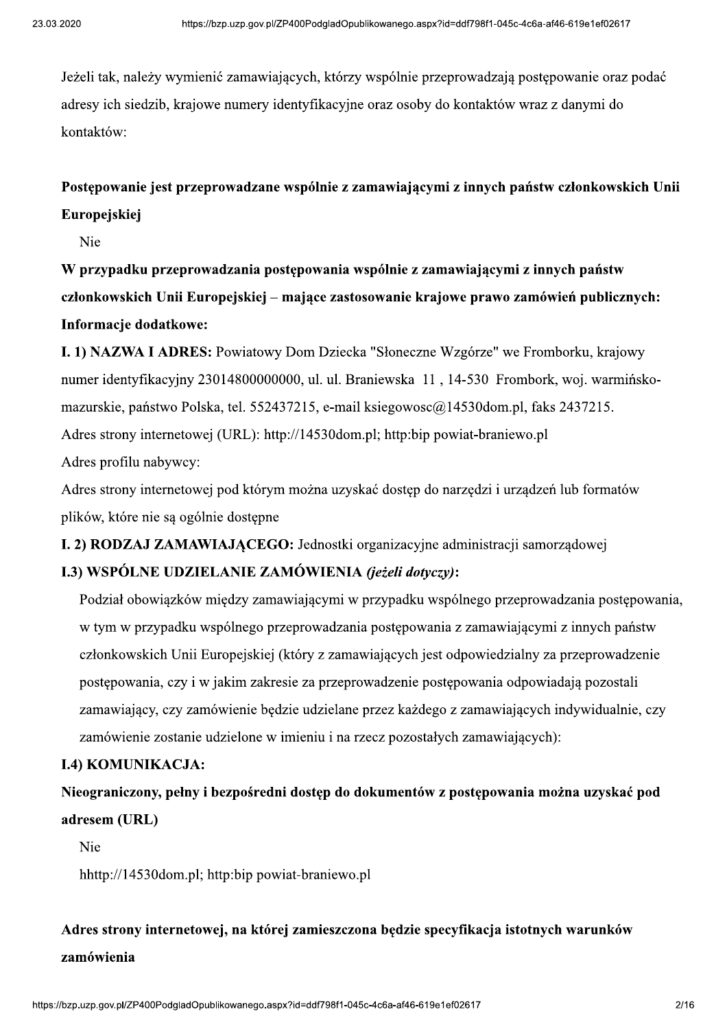Jeżeli tak, należy wymienić zamawiających, którzy wspólnie przeprowadzają postępowanie oraz podać adresy ich siedzib, krajowe numery identyfikacyjne oraz osoby do kontaktów wraz z danymi do kontaktów:

**Postępowanie jest przeprowadzane wspólnie z zamawiającymi z innych państw członkowskich Unii Europejskiej**

Nie

**W przypadku przeprowadzania postępowania wspólnie z zamawiającymi z innych państw członkowskich Unii Europejskiej – mające zastosowanie krajowe prawo zamówień publicznych:**

**Informacje dodatkowe:**

**I. 1) NAZWA I ADRES:** Powiatowy Dom Dziecka "Słoneczne Wzgórze" we Fromborku, krajowy numer identyfikacyjny 23014800000000, ul. ul. Braniewska 11 , 14-530 Frombork, woj. warmińsko-mazurskie, państwo Polska, tel. 552437215, e-mail ksiegowosc@14530dom.pl, faks 2437215.

Adres strony internetowej (URL): http://14530dom.pl; http:bip powiat-braniewo.pl

Adres profilu nabywcy:

Adres strony internetowej pod którym można uzyskać dostęp do narzędzi i urządzeń lub formatów plików, które nie są ogólnie dostępne

**I. 2) RODZAJ ZAMAWIAJĄCEGO:** Jednostki organizacyjne administracji samorządowej

**I.3) WSPÓLNE UDZIELANIE ZAMÓWIENIA *(jeżeli dotyczy)*:**

Podział obowiązków między zamawiającymi w przypadku wspólnego przeprowadzania postępowania, w tym w przypadku wspólnego przeprowadzania postępowania z zamawiającymi z innych państw członkowskich Unii Europejskiej (który z zamawiających jest odpowiedzialny za przeprowadzenie postępowania, czy i w jakim zakresie za przeprowadzenie postępowania odpowiadają pozostali zamawiający, czy zamówienie będzie udzielane przez każdego z zamawiających indywidualnie, czy zamówienie zostanie udzielone w imieniu i na rzecz pozostałych zamawiających):

**I.4) KOMUNIKACJA:**

**Nieograniczony, pełny i bezpośredni dostęp do dokumentów z postępowania można uzyskać pod adresem (URL)**

Nie

hhttp://14530dom.pl; http:bip powiat-braniewo.pl

**Adres strony internetowej, na której zamieszczona będzie specyfikacja istotnych warunków zamówienia**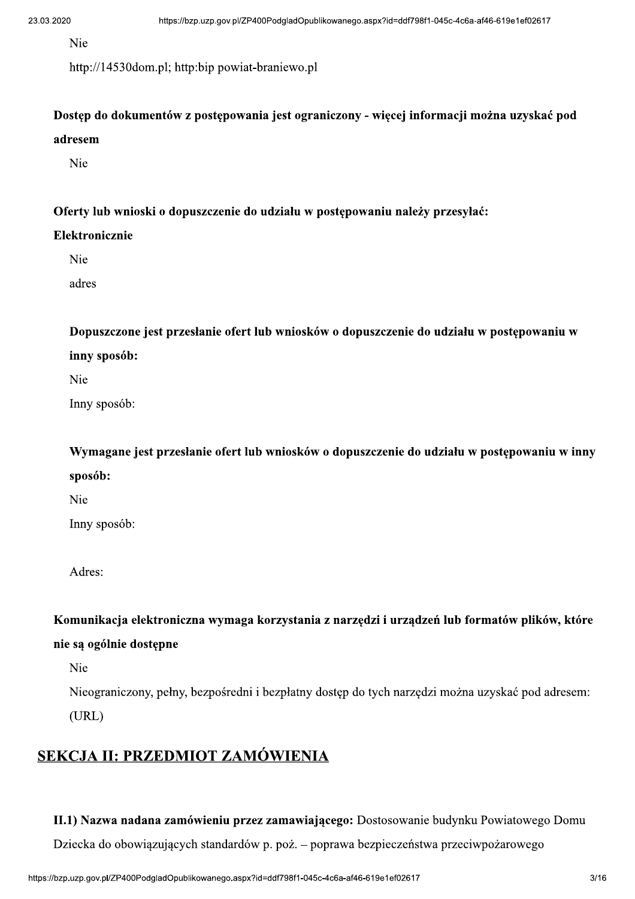Nie

http://14530dom.pl; http:bip powiat-braniewo.pl

**Dostęp do dokumentów z postępowania jest ograniczony - więcej informacji można uzyskać pod adresem**

Nie

**Oferty lub wnioski o dopuszczenie do udziału w postępowaniu należy przesyłać:**

**Elektronicznie**

Nie

adres

**Dopuszczone jest przesłanie ofert lub wniosków o dopuszczenie do udziału w postępowaniu w inny sposób:**

Nie

Inny sposób:

**Wymagane jest przesłanie ofert lub wniosków o dopuszczenie do udziału w postępowaniu w inny sposób:**

Nie

Inny sposób:

Adres:

**Komunikacja elektroniczna wymaga korzystania z narzędzi i urządzeń lub formatów plików, które nie są ogólnie dostępne**

Nie

Nieograniczony, pełny, bezpośredni i bezpłatny dostęp do tych narzędzi można uzyskać pod adresem: (URL)

## SEKCJA II: PRZEDMIOT ZAMÓWIENIA

**II.1) Nazwa nadana zamówieniu przez zamawiającego:** Dostosowanie budynku Powiatowego Domu Dziecka do obowiązujących standardów p. poż. – poprawa bezpieczeństwa przeciwpożarowego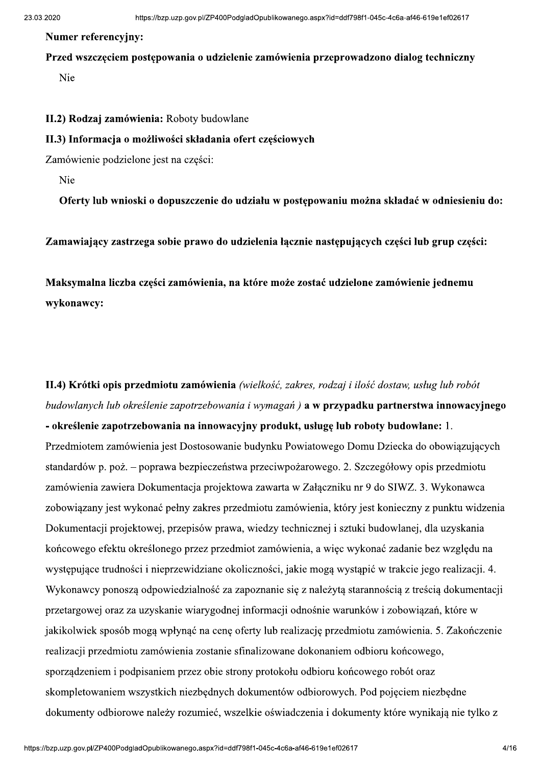**Numer referencyjny:**

**Przed wszczęciem postępowania o udzielenie zamówienia przeprowadzono dialog techniczny**

Nie

**II.2) Rodzaj zamówienia:** Roboty budowlane

**II.3) Informacja o możliwości składania ofert częściowych**

Zamówienie podzielone jest na części:

Nie

**Oferty lub wnioski o dopuszczenie do udziału w postępowaniu można składać w odniesieniu do:**

**Zamawiający zastrzega sobie prawo do udzielenia łącznie następujących części lub grup części:**

**Maksymalna liczba części zamówienia, na które może zostać udzielone zamówienie jednemu wykonawcy:**

**II.4) Krótki opis przedmiotu zamówienia** *(wielkość, zakres, rodzaj i ilość dostaw, usług lub robót budowlanych lub określenie zapotrzebowania i wymagań )* **a w przypadku partnerstwa innowacyjnego - określenie zapotrzebowania na innowacyjny produkt, usługę lub roboty budowlane:** 1. Przedmiotem zamówienia jest Dostosowanie budynku Powiatowego Domu Dziecka do obowiązujących standardów p. poż. – poprawa bezpieczeństwa przeciwpożarowego. 2. Szczegółowy opis przedmiotu zamówienia zawiera Dokumentacja projektowa zawarta w Załączniku nr 9 do SIWZ. 3. Wykonawca zobowiązany jest wykonać pełny zakres przedmiotu zamówienia, który jest konieczny z punktu widzenia Dokumentacji projektowej, przepisów prawa, wiedzy technicznej i sztuki budowlanej, dla uzyskania końcowego efektu określonego przez przedmiot zamówienia, a więc wykonać zadanie bez względu na występujące trudności i nieprzewidziane okoliczności, jakie mogą wystąpić w trakcie jego realizacji. 4. Wykonawcy ponoszą odpowiedzialność za zapoznanie się z należytą starannością z treścią dokumentacji przetargowej oraz za uzyskanie wiarygodnej informacji odnośnie warunków i zobowiązań, które w jakikolwiek sposób mogą wpłynąć na cenę oferty lub realizację przedmiotu zamówienia. 5. Zakończenie realizacji przedmiotu zamówienia zostanie sfinalizowane dokonaniem odbioru końcowego, sporządzeniem i podpisaniem przez obie strony protokołu odbioru końcowego robót oraz skompletowaniem wszystkich niezbędnych dokumentów odbiorowych. Pod pojęciem niezbędne dokumenty odbiorowe należy rozumieć, wszelkie oświadczenia i dokumenty które wynikają nie tylko z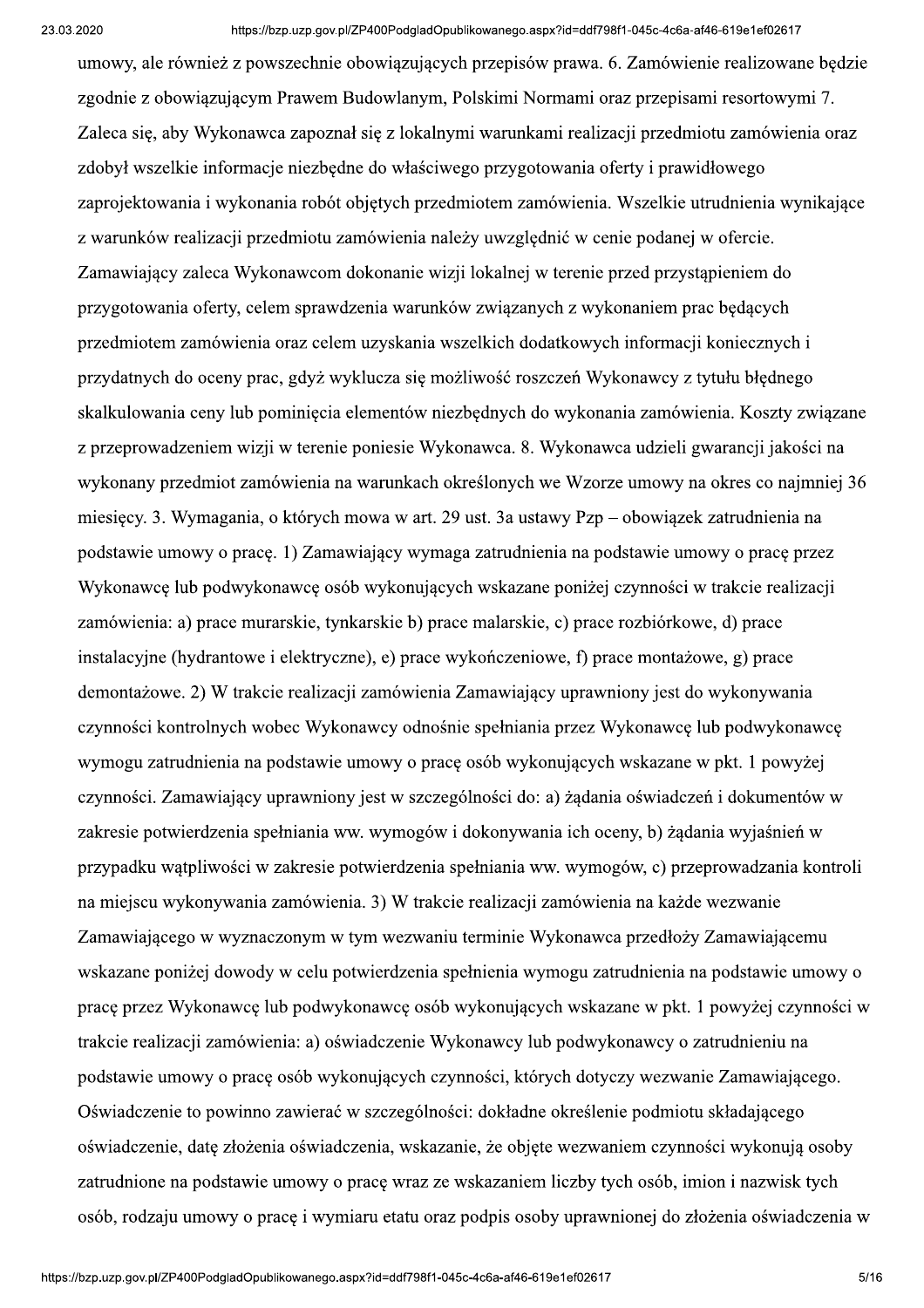umowy, ale również z powszechnie obowiązujących przepisów prawa. 6. Zamówienie realizowane będzie zgodnie z obowiązującym Prawem Budowlanym, Polskimi Normami oraz przepisami resortowymi 7. Zaleca się, aby Wykonawca zapoznał się z lokalnymi warunkami realizacji przedmiotu zamówienia oraz zdobył wszelkie informacje niezbędne do właściwego przygotowania oferty i prawidłowego zaprojektowania i wykonania robót objętych przedmiotem zamówienia. Wszelkie utrudnienia wynikające z warunków realizacji przedmiotu zamówienia należy uwzględnić w cenie podanej w ofercie. Zamawiający zaleca Wykonawcom dokonanie wizji lokalnej w terenie przed przystąpieniem do przygotowania oferty, celem sprawdzenia warunków związanych z wykonaniem prac będących przedmiotem zamówienia oraz celem uzyskania wszelkich dodatkowych informacji koniecznych i przydatnych do oceny prac, gdyż wyklucza się możliwość roszczeń Wykonawcy z tytułu błędnego skalkulowania ceny lub pominięcia elementów niezbędnych do wykonania zamówienia. Koszty związane z przeprowadzeniem wizji w terenie poniesie Wykonawca. 8. Wykonawca udzieli gwarancji jakości na wykonany przedmiot zamówienia na warunkach określonych we Wzorze umowy na okres co najmniej 36 miesięcy. 3. Wymagania, o których mowa w art. 29 ust. 3a ustawy Pzp – obowiązek zatrudnienia na podstawie umowy o pracę. 1) Zamawiający wymaga zatrudnienia na podstawie umowy o pracę przez Wykonawcę lub podwykonawcę osób wykonujących wskazane poniżej czynności w trakcie realizacji zamówienia: a) prace murarskie, tynkarskie b) prace malarskie, c) prace rozbiórkowe, d) prace instalacyjne (hydrantowe i elektryczne), e) prace wykończeniowe, f) prace montażowe, g) prace demontażowe. 2) W trakcie realizacji zamówienia Zamawiający uprawniony jest do wykonywania czynności kontrolnych wobec Wykonawcy odnośnie spełniania przez Wykonawcę lub podwykonawcę wymogu zatrudnienia na podstawie umowy o pracę osób wykonujących wskazane w pkt. 1 powyżej czynności. Zamawiający uprawniony jest w szczególności do: a) żądania oświadczeń i dokumentów w zakresie potwierdzenia spełniania ww. wymogów i dokonywania ich oceny, b) żądania wyjaśnień w przypadku wątpliwości w zakresie potwierdzenia spełniania ww. wymogów, c) przeprowadzania kontroli na miejscu wykonywania zamówienia. 3) W trakcie realizacji zamówienia na każde wezwanie Zamawiającego w wyznaczonym w tym wezwaniu terminie Wykonawca przedłoży Zamawiającemu wskazane poniżej dowody w celu potwierdzenia spełnienia wymogu zatrudnienia na podstawie umowy o pracę przez Wykonawcę lub podwykonawcę osób wykonujących wskazane w pkt. 1 powyżej czynności w trakcie realizacji zamówienia: a) oświadczenie Wykonawcy lub podwykonawcy o zatrudnieniu na podstawie umowy o pracę osób wykonujących czynności, których dotyczy wezwanie Zamawiającego. Oświadczenie to powinno zawierać w szczególności: dokładne określenie podmiotu składającego oświadczenie, datę złożenia oświadczenia, wskazanie, że objęte wezwaniem czynności wykonują osoby zatrudnione na podstawie umowy o pracę wraz ze wskazaniem liczby tych osób, imion i nazwisk tych osób, rodzaju umowy o pracę i wymiaru etatu oraz podpis osoby uprawnionej do złożenia oświadczenia w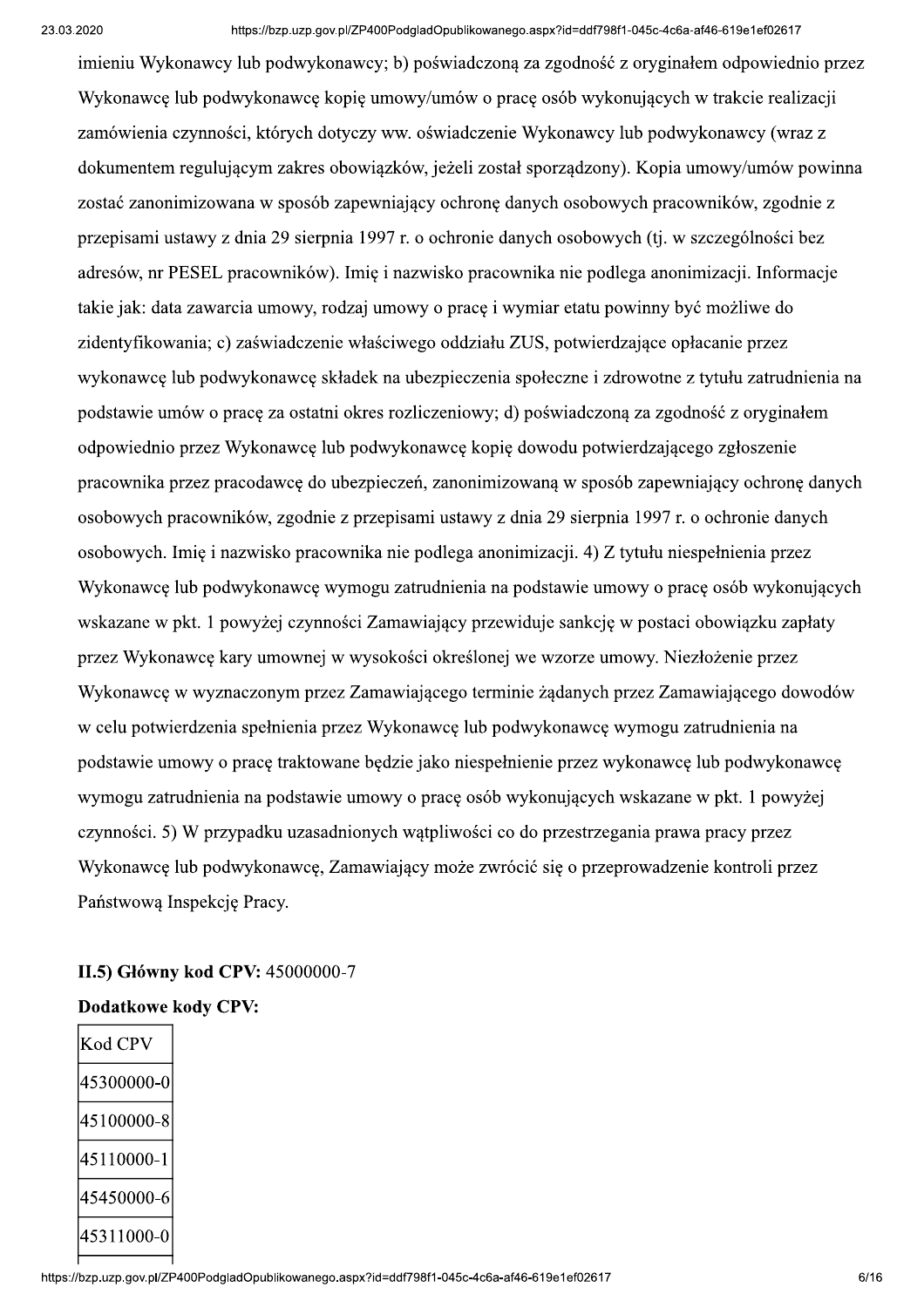imieniu Wykonawcy lub podwykonawcy; b) poświadczoną za zgodność z oryginałem odpowiednio przez Wykonawcę lub podwykonawcę kopię umowy/umów o pracę osób wykonujących w trakcie realizacji zamówienia czynności, których dotyczy ww. oświadczenie Wykonawcy lub podwykonawcy (wraz z dokumentem regulującym zakres obowiązków, jeżeli został sporządzony). Kopia umowy/umów powinna zostać zanonimizowana w sposób zapewniający ochronę danych osobowych pracowników, zgodnie z przepisami ustawy z dnia 29 sierpnia 1997 r. o ochronie danych osobowych (tj. w szczególności bez adresów, nr PESEL pracowników). Imię i nazwisko pracownika nie podlega anonimizacji. Informacje takie jak: data zawarcia umowy, rodzaj umowy o pracę i wymiar etatu powinny być możliwe do zidentyfikowania; c) zaświadczenie właściwego oddziału ZUS, potwierdzające opłacanie przez wykonawcę lub podwykonawcę składek na ubezpieczenia społeczne i zdrowotne z tytułu zatrudnienia na podstawie umów o pracę za ostatni okres rozliczeniowy; d) poświadczoną za zgodność z oryginałem odpowiednio przez Wykonawcę lub podwykonawcę kopię dowodu potwierdzającego zgłoszenie pracownika przez pracodawcę do ubezpieczeń, zanonimizowaną w sposób zapewniający ochronę danych osobowych pracowników, zgodnie z przepisami ustawy z dnia 29 sierpnia 1997 r. o ochronie danych osobowych. Imię i nazwisko pracownika nie podlega anonimizacji. 4) Z tytułu niespełnienia przez Wykonawcę lub podwykonawcę wymogu zatrudnienia na podstawie umowy o pracę osób wykonujących wskazane w pkt. 1 powyżej czynności Zamawiający przewiduje sankcję w postaci obowiązku zapłaty przez Wykonawcę kary umownej w wysokości określonej we wzorze umowy. Niezłożenie przez Wykonawcę w wyznaczonym przez Zamawiającego terminie żądanych przez Zamawiającego dowodów w celu potwierdzenia spełnienia przez Wykonawcę lub podwykonawcę wymogu zatrudnienia na podstawie umowy o pracę traktowane będzie jako niespełnienie przez wykonawcę lub podwykonawcę wymogu zatrudnienia na podstawie umowy o pracę osób wykonujących wskazane w pkt. 1 powyżej czynności. 5) W przypadku uzasadnionych wątpliwości co do przestrzegania prawa pracy przez Wykonawcę lub podwykonawcę, Zamawiający może zwrócić się o przeprowadzenie kontroli przez Państwową Inspekcję Pracy.

**II.5) Główny kod CPV:** 45000000-7

**Dodatkowe kody CPV:**

| Kod CPV |
|---|
| 45300000-0 |
| 45100000-8 |
| 45110000-1 |
| 45450000-6 |
| 45311000-0 |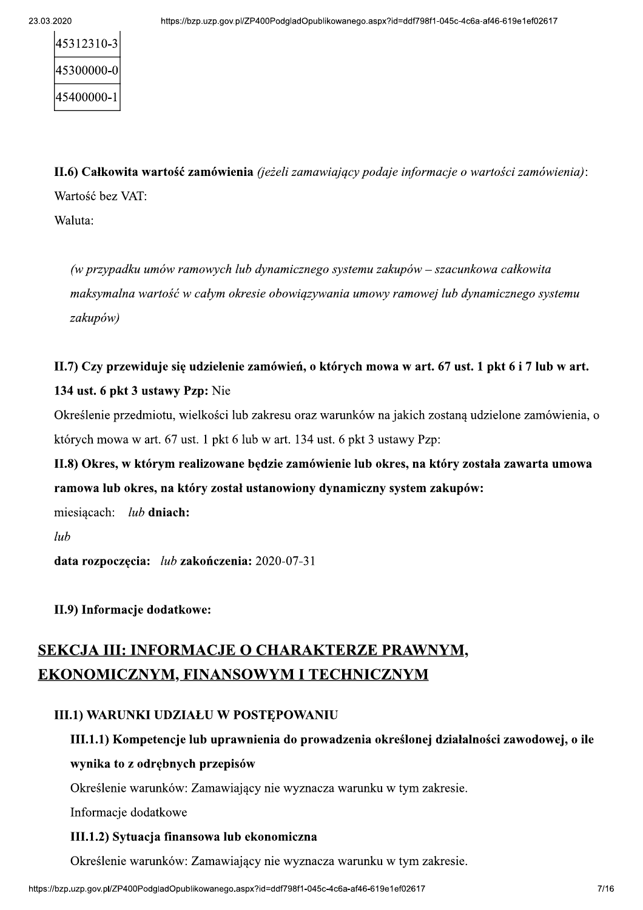| 45312310-3 |
|---|
| 45300000-0 |
| 45400000-1 |

**II.6) Całkowita wartość zamówienia** *(jeżeli zamawiający podaje informacje o wartości zamówienia)*:

Wartość bez VAT:

Waluta:

*(w przypadku umów ramowych lub dynamicznego systemu zakupów – szacunkowa całkowita maksymalna wartość w całym okresie obowiązywania umowy ramowej lub dynamicznego systemu zakupów)*

**II.7) Czy przewiduje się udzielenie zamówień, o których mowa w art. 67 ust. 1 pkt 6 i 7 lub w art. 134 ust. 6 pkt 3 ustawy Pzp:** Nie

Określenie przedmiotu, wielkości lub zakresu oraz warunków na jakich zostaną udzielone zamówienia, o których mowa w art. 67 ust. 1 pkt 6 lub w art. 134 ust. 6 pkt 3 ustawy Pzp:

**II.8) Okres, w którym realizowane będzie zamówienie lub okres, na który została zawarta umowa ramowa lub okres, na który został ustanowiony dynamiczny system zakupów:**

miesiącach: *lub* **dniach:**

*lub*

**data rozpoczęcia:** *lub* **zakończenia:** 2020-07-31

**II.9) Informacje dodatkowe:**

## SEKCJA III: INFORMACJE O CHARAKTERZE PRAWNYM, EKONOMICZNYM, FINANSOWYM I TECHNICZNYM

### III.1) WARUNKI UDZIAŁU W POSTĘPOWANIU

**III.1.1) Kompetencje lub uprawnienia do prowadzenia określonej działalności zawodowej, o ile wynika to z odrębnych przepisów**

Określenie warunków: Zamawiający nie wyznacza warunku w tym zakresie.

Informacje dodatkowe

**III.1.2) Sytuacja finansowa lub ekonomiczna**

Określenie warunków: Zamawiający nie wyznacza warunku w tym zakresie.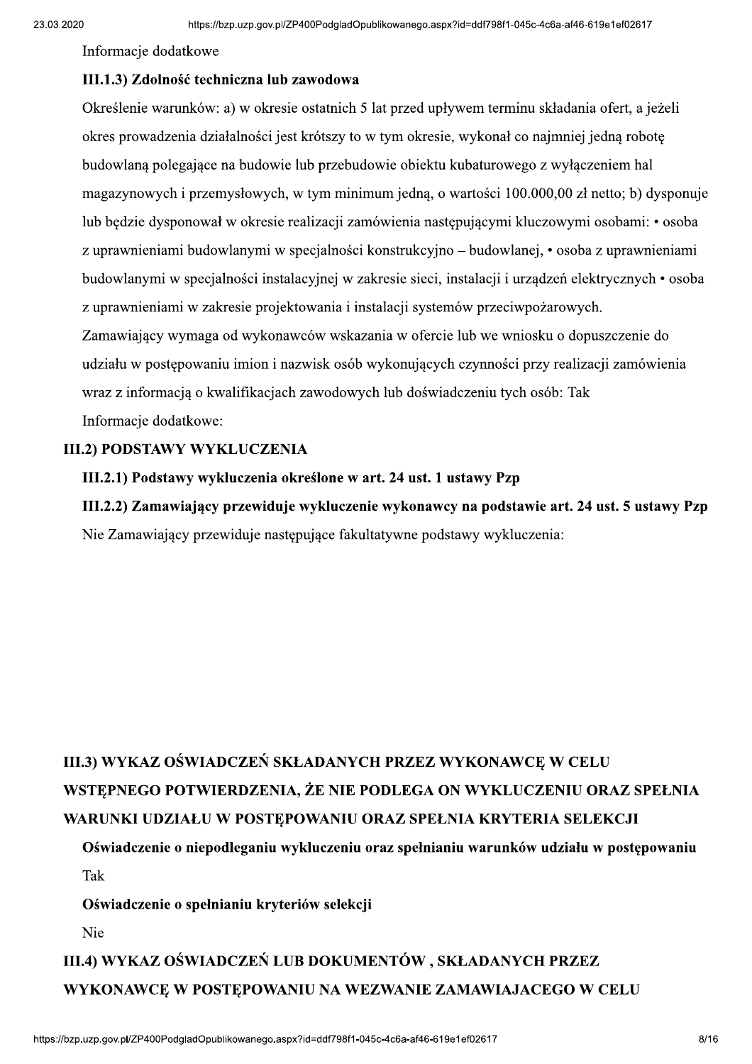Informacje dodatkowe

**III.1.3) Zdolność techniczna lub zawodowa**

Określenie warunków: a) w okresie ostatnich 5 lat przed upływem terminu składania ofert, a jeżeli okres prowadzenia działalności jest krótszy to w tym okresie, wykonał co najmniej jedną robotę budowlaną polegające na budowie lub przebudowie obiektu kubaturowego z wyłączeniem hal magazynowych i przemysłowych, w tym minimum jedną, o wartości 100.000,00 zł netto; b) dysponuje lub będzie dysponował w okresie realizacji zamówienia następującymi kluczowymi osobami: • osoba z uprawnieniami budowlanymi w specjalności konstrukcyjno – budowlanej, • osoba z uprawnieniami budowlanymi w specjalności instalacyjnej w zakresie sieci, instalacji i urządzeń elektrycznych • osoba z uprawnieniami w zakresie projektowania i instalacji systemów przeciwpożarowych.

Zamawiający wymaga od wykonawców wskazania w ofercie lub we wniosku o dopuszczenie do udziału w postępowaniu imion i nazwisk osób wykonujących czynności przy realizacji zamówienia wraz z informacją o kwalifikacjach zawodowych lub doświadczeniu tych osób: Tak

Informacje dodatkowe:

**III.2) PODSTAWY WYKLUCZENIA**

**III.2.1) Podstawy wykluczenia określone w art. 24 ust. 1 ustawy Pzp**

**III.2.2) Zamawiający przewiduje wykluczenie wykonawcy na podstawie art. 24 ust. 5 ustawy Pzp**

Nie Zamawiający przewiduje następujące fakultatywne podstawy wykluczenia:

**III.3) WYKAZ OŚWIADCZEŃ SKŁADANYCH PRZEZ WYKONAWCĘ W CELU WSTĘPNEGO POTWIERDZENIA, ŻE NIE PODLEGA ON WYKLUCZENIU ORAZ SPEŁNIA WARUNKI UDZIAŁU W POSTĘPOWANIU ORAZ SPEŁNIA KRYTERIA SELEKCJI**

**Oświadczenie o niepodleganiu wykluczeniu oraz spełnianiu warunków udziału w postępowaniu**

Tak

**Oświadczenie o spełnianiu kryteriów selekcji**

Nie

**III.4) WYKAZ OŚWIADCZEŃ LUB DOKUMENTÓW , SKŁADANYCH PRZEZ WYKONAWCĘ W POSTĘPOWANIU NA WEZWANIE ZAMAWIAJACEGO W CELU**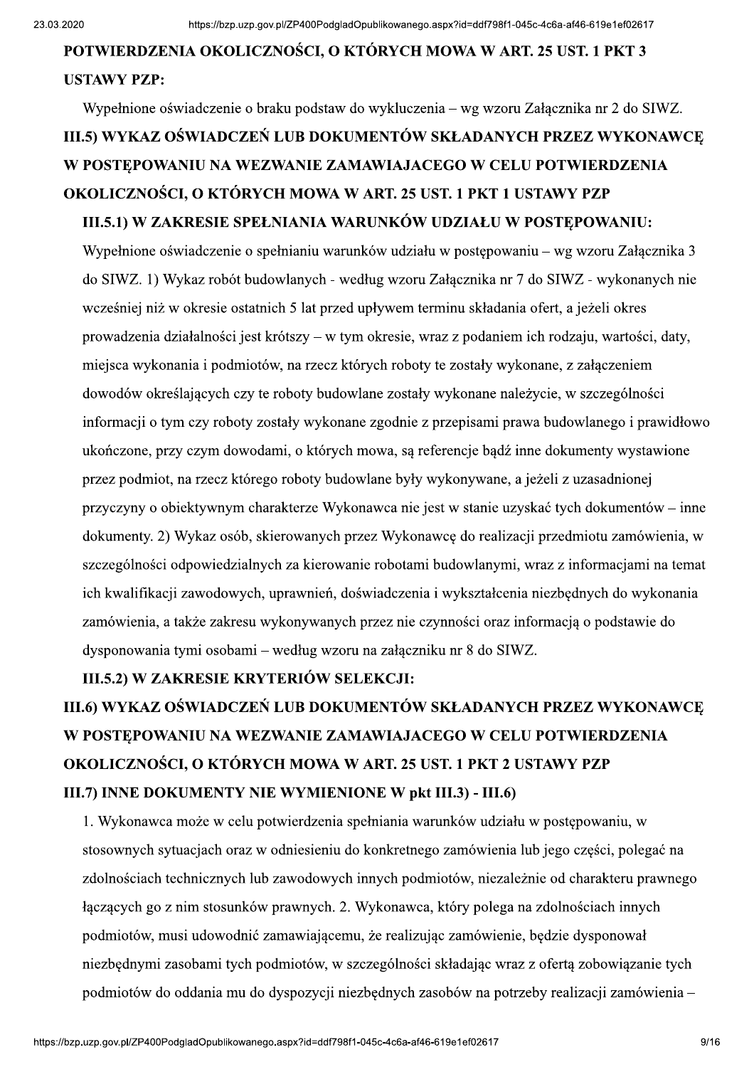**POTWIERDZENIA OKOLICZNOŚCI, O KTÓRYCH MOWA W ART. 25 UST. 1 PKT 3 USTAWY PZP:**

Wypełnione oświadczenie o braku podstaw do wykluczenia – wg wzoru Załącznika nr 2 do SIWZ.

**III.5) WYKAZ OŚWIADCZEŃ LUB DOKUMENTÓW SKŁADANYCH PRZEZ WYKONAWCĘ W POSTĘPOWANIU NA WEZWANIE ZAMAWIAJACEGO W CELU POTWIERDZENIA OKOLICZNOŚCI, O KTÓRYCH MOWA W ART. 25 UST. 1 PKT 1 USTAWY PZP**

**III.5.1) W ZAKRESIE SPEŁNIANIA WARUNKÓW UDZIAŁU W POSTĘPOWANIU:**

Wypełnione oświadczenie o spełnianiu warunków udziału w postępowaniu – wg wzoru Załącznika 3 do SIWZ. 1) Wykaz robót budowlanych - według wzoru Załącznika nr 7 do SIWZ - wykonanych nie wcześniej niż w okresie ostatnich 5 lat przed upływem terminu składania ofert, a jeżeli okres prowadzenia działalności jest krótszy – w tym okresie, wraz z podaniem ich rodzaju, wartości, daty, miejsca wykonania i podmiotów, na rzecz których roboty te zostały wykonane, z załączeniem dowodów określających czy te roboty budowlane zostały wykonane należycie, w szczególności informacji o tym czy roboty zostały wykonane zgodnie z przepisami prawa budowlanego i prawidłowo ukończone, przy czym dowodami, o których mowa, są referencje bądź inne dokumenty wystawione przez podmiot, na rzecz którego roboty budowlane były wykonywane, a jeżeli z uzasadnionej przyczyny o obiektywnym charakterze Wykonawca nie jest w stanie uzyskać tych dokumentów – inne dokumenty. 2) Wykaz osób, skierowanych przez Wykonawcę do realizacji przedmiotu zamówienia, w szczególności odpowiedzialnych za kierowanie robotami budowlanymi, wraz z informacjami na temat ich kwalifikacji zawodowych, uprawnień, doświadczenia i wykształcenia niezbędnych do wykonania zamówienia, a także zakresu wykonywanych przez nie czynności oraz informacją o podstawie do dysponowania tymi osobami – według wzoru na załączniku nr 8 do SIWZ.

**III.5.2) W ZAKRESIE KRYTERIÓW SELEKCJI:**

**III.6) WYKAZ OŚWIADCZEŃ LUB DOKUMENTÓW SKŁADANYCH PRZEZ WYKONAWCĘ W POSTĘPOWANIU NA WEZWANIE ZAMAWIAJACEGO W CELU POTWIERDZENIA OKOLICZNOŚCI, O KTÓRYCH MOWA W ART. 25 UST. 1 PKT 2 USTAWY PZP**

**III.7) INNE DOKUMENTY NIE WYMIENIONE W pkt III.3) - III.6)**

1. Wykonawca może w celu potwierdzenia spełniania warunków udziału w postępowaniu, w stosownych sytuacjach oraz w odniesieniu do konkretnego zamówienia lub jego części, polegać na zdolnościach technicznych lub zawodowych innych podmiotów, niezależnie od charakteru prawnego łączących go z nim stosunków prawnych. 2. Wykonawca, który polega na zdolnościach innych podmiotów, musi udowodnić zamawiającemu, że realizując zamówienie, będzie dysponował niezbędnymi zasobami tych podmiotów, w szczególności składając wraz z ofertą zobowiązanie tych podmiotów do oddania mu do dyspozycji niezbędnych zasobów na potrzeby realizacji zamówienia –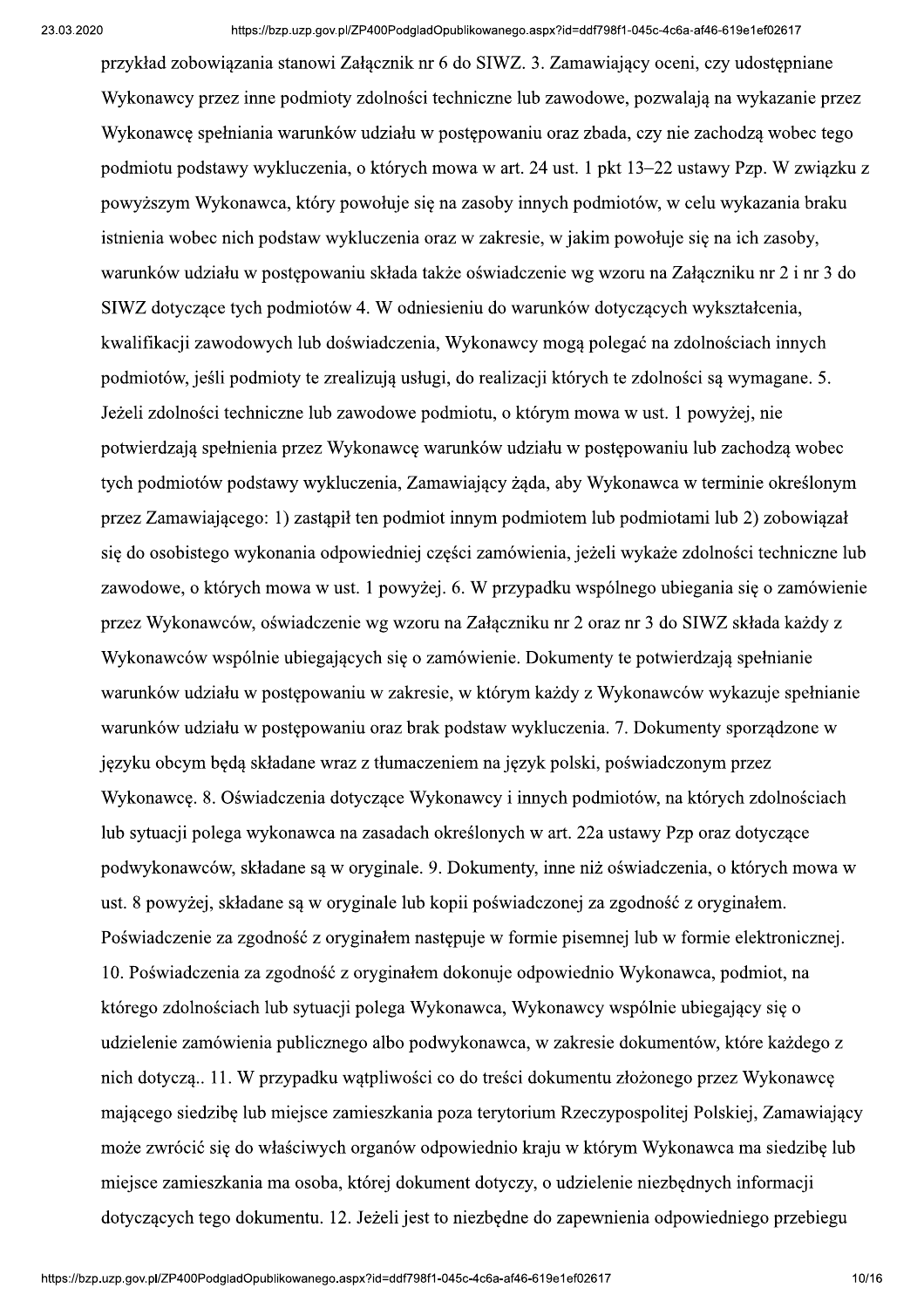przykład zobowiązania stanowi Załącznik nr 6 do SIWZ. 3. Zamawiający oceni, czy udostępniane Wykonawcy przez inne podmioty zdolności techniczne lub zawodowe, pozwalają na wykazanie przez Wykonawcę spełniania warunków udziału w postępowaniu oraz zbada, czy nie zachodzą wobec tego podmiotu podstawy wykluczenia, o których mowa w art. 24 ust. 1 pkt 13–22 ustawy Pzp. W związku z powyższym Wykonawca, który powołuje się na zasoby innych podmiotów, w celu wykazania braku istnienia wobec nich podstaw wykluczenia oraz w zakresie, w jakim powołuje się na ich zasoby, warunków udziału w postępowaniu składa także oświadczenie wg wzoru na Załączniku nr 2 i nr 3 do SIWZ dotyczące tych podmiotów 4. W odniesieniu do warunków dotyczących wykształcenia, kwalifikacji zawodowych lub doświadczenia, Wykonawcy mogą polegać na zdolnościach innych podmiotów, jeśli podmioty te zrealizują usługi, do realizacji których te zdolności są wymagane. 5. Jeżeli zdolności techniczne lub zawodowe podmiotu, o którym mowa w ust. 1 powyżej, nie potwierdzają spełnienia przez Wykonawcę warunków udziału w postępowaniu lub zachodzą wobec tych podmiotów podstawy wykluczenia, Zamawiający żąda, aby Wykonawca w terminie określonym przez Zamawiającego: 1) zastąpił ten podmiot innym podmiotem lub podmiotami lub 2) zobowiązał się do osobistego wykonania odpowiedniej części zamówienia, jeżeli wykaże zdolności techniczne lub zawodowe, o których mowa w ust. 1 powyżej. 6. W przypadku wspólnego ubiegania się o zamówienie przez Wykonawców, oświadczenie wg wzoru na Załączniku nr 2 oraz nr 3 do SIWZ składa każdy z Wykonawców wspólnie ubiegających się o zamówienie. Dokumenty te potwierdzają spełnianie warunków udziału w postępowaniu w zakresie, w którym każdy z Wykonawców wykazuje spełnianie warunków udziału w postępowaniu oraz brak podstaw wykluczenia. 7. Dokumenty sporządzone w języku obcym będą składane wraz z tłumaczeniem na język polski, poświadczonym przez Wykonawcę. 8. Oświadczenia dotyczące Wykonawcy i innych podmiotów, na których zdolnościach lub sytuacji polega wykonawca na zasadach określonych w art. 22a ustawy Pzp oraz dotyczące podwykonawców, składane są w oryginale. 9. Dokumenty, inne niż oświadczenia, o których mowa w ust. 8 powyżej, składane są w oryginale lub kopii poświadczonej za zgodność z oryginałem. Poświadczenie za zgodność z oryginałem następuje w formie pisemnej lub w formie elektronicznej. 10. Poświadczenia za zgodność z oryginałem dokonuje odpowiednio Wykonawca, podmiot, na którego zdolnościach lub sytuacji polega Wykonawca, Wykonawcy wspólnie ubiegający się o udzielenie zamówienia publicznego albo podwykonawca, w zakresie dokumentów, które każdego z nich dotyczą.. 11. W przypadku wątpliwości co do treści dokumentu złożonego przez Wykonawcę mającego siedzibę lub miejsce zamieszkania poza terytorium Rzeczypospolitej Polskiej, Zamawiający może zwrócić się do właściwych organów odpowiednio kraju w którym Wykonawca ma siedzibę lub miejsce zamieszkania ma osoba, której dokument dotyczy, o udzielenie niezbędnych informacji dotyczących tego dokumentu. 12. Jeżeli jest to niezbędne do zapewnienia odpowiedniego przebiegu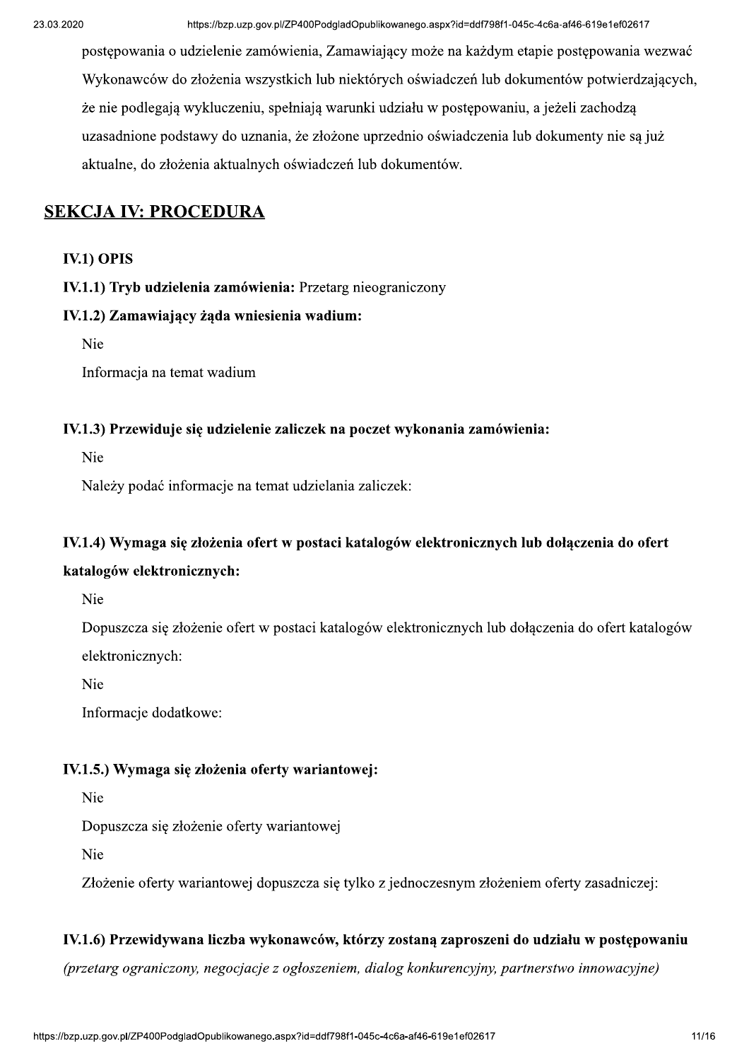postępowania o udzielenie zamówienia, Zamawiający może na każdym etapie postępowania wezwać Wykonawców do złożenia wszystkich lub niektórych oświadczeń lub dokumentów potwierdzających, że nie podlegają wykluczeniu, spełniają warunki udziału w postępowaniu, a jeżeli zachodzą uzasadnione podstawy do uznania, że złożone uprzednio oświadczenia lub dokumenty nie są już aktualne, do złożenia aktualnych oświadczeń lub dokumentów.

## SEKCJA IV: PROCEDURA

**IV.1) OPIS**

**IV.1.1) Tryb udzielenia zamówienia:** Przetarg nieograniczony

**IV.1.2) Zamawiający żąda wniesienia wadium:**

Nie

Informacja na temat wadium

**IV.1.3) Przewiduje się udzielenie zaliczek na poczet wykonania zamówienia:**

Nie

Należy podać informacje na temat udzielania zaliczek:

**IV.1.4) Wymaga się złożenia ofert w postaci katalogów elektronicznych lub dołączenia do ofert katalogów elektronicznych:**

Nie

Dopuszcza się złożenie ofert w postaci katalogów elektronicznych lub dołączenia do ofert katalogów elektronicznych:

Nie

Informacje dodatkowe:

**IV.1.5.) Wymaga się złożenia oferty wariantowej:**

Nie

Dopuszcza się złożenie oferty wariantowej

Nie

Złożenie oferty wariantowej dopuszcza się tylko z jednoczesnym złożeniem oferty zasadniczej:

**IV.1.6) Przewidywana liczba wykonawców, którzy zostaną zaproszeni do udziału w postępowaniu**

*(przetarg ograniczony, negocjacje z ogłoszeniem, dialog konkurencyjny, partnerstwo innowacyjne)*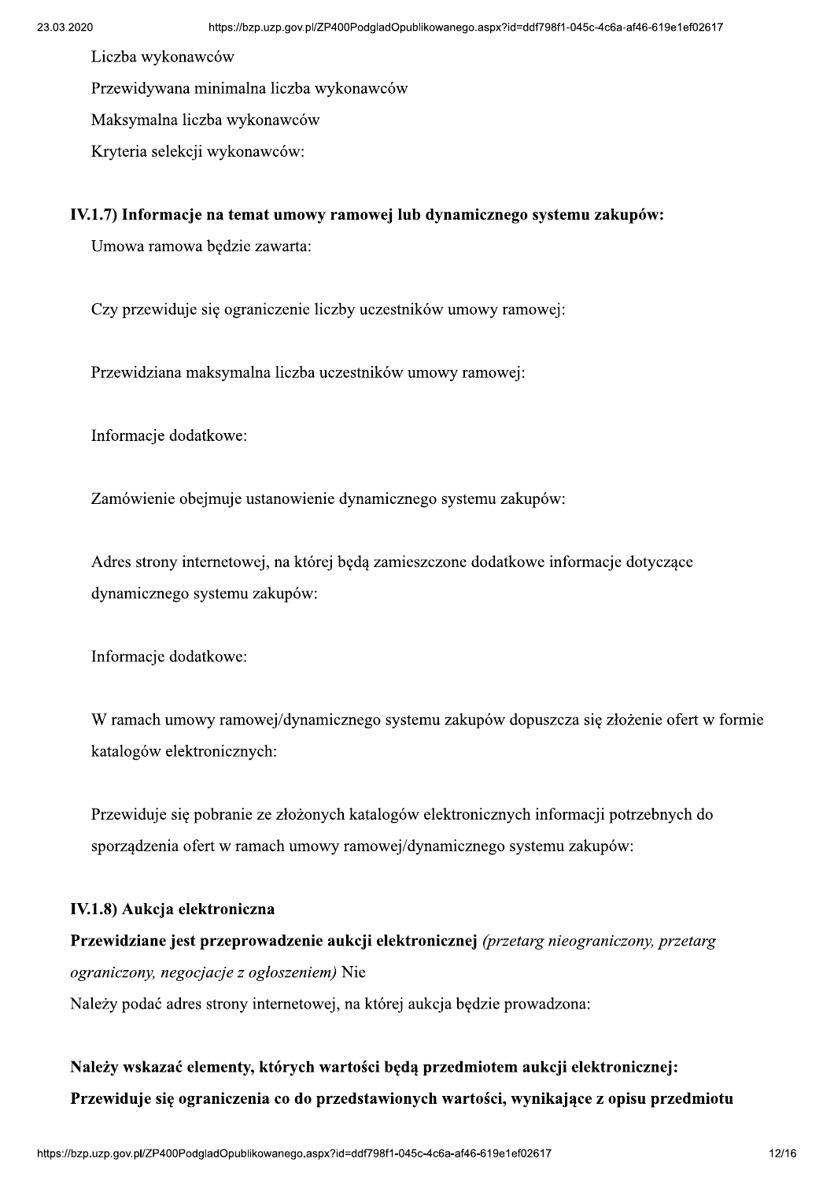Liczba wykonawców

Przewidywana minimalna liczba wykonawców

Maksymalna liczba wykonawców

Kryteria selekcji wykonawców:

**IV.1.7) Informacje na temat umowy ramowej lub dynamicznego systemu zakupów:**

Umowa ramowa będzie zawarta:

Czy przewiduje się ograniczenie liczby uczestników umowy ramowej:

Przewidziana maksymalna liczba uczestników umowy ramowej:

Informacje dodatkowe:

Zamówienie obejmuje ustanowienie dynamicznego systemu zakupów:

Adres strony internetowej, na której będą zamieszczone dodatkowe informacje dotyczące dynamicznego systemu zakupów:

Informacje dodatkowe:

W ramach umowy ramowej/dynamicznego systemu zakupów dopuszcza się złożenie ofert w formie katalogów elektronicznych:

Przewiduje się pobranie ze złożonych katalogów elektronicznych informacji potrzebnych do sporządzenia ofert w ramach umowy ramowej/dynamicznego systemu zakupów:

**IV.1.8) Aukcja elektroniczna**

**Przewidziane jest przeprowadzenie aukcji elektronicznej** *(przetarg nieograniczony, przetarg ograniczony, negocjacje z ogłoszeniem)* Nie

Należy podać adres strony internetowej, na której aukcja będzie prowadzona:

**Należy wskazać elementy, których wartości będą przedmiotem aukcji elektronicznej:**

**Przewiduje się ograniczenia co do przedstawionych wartości, wynikające z opisu przedmiotu**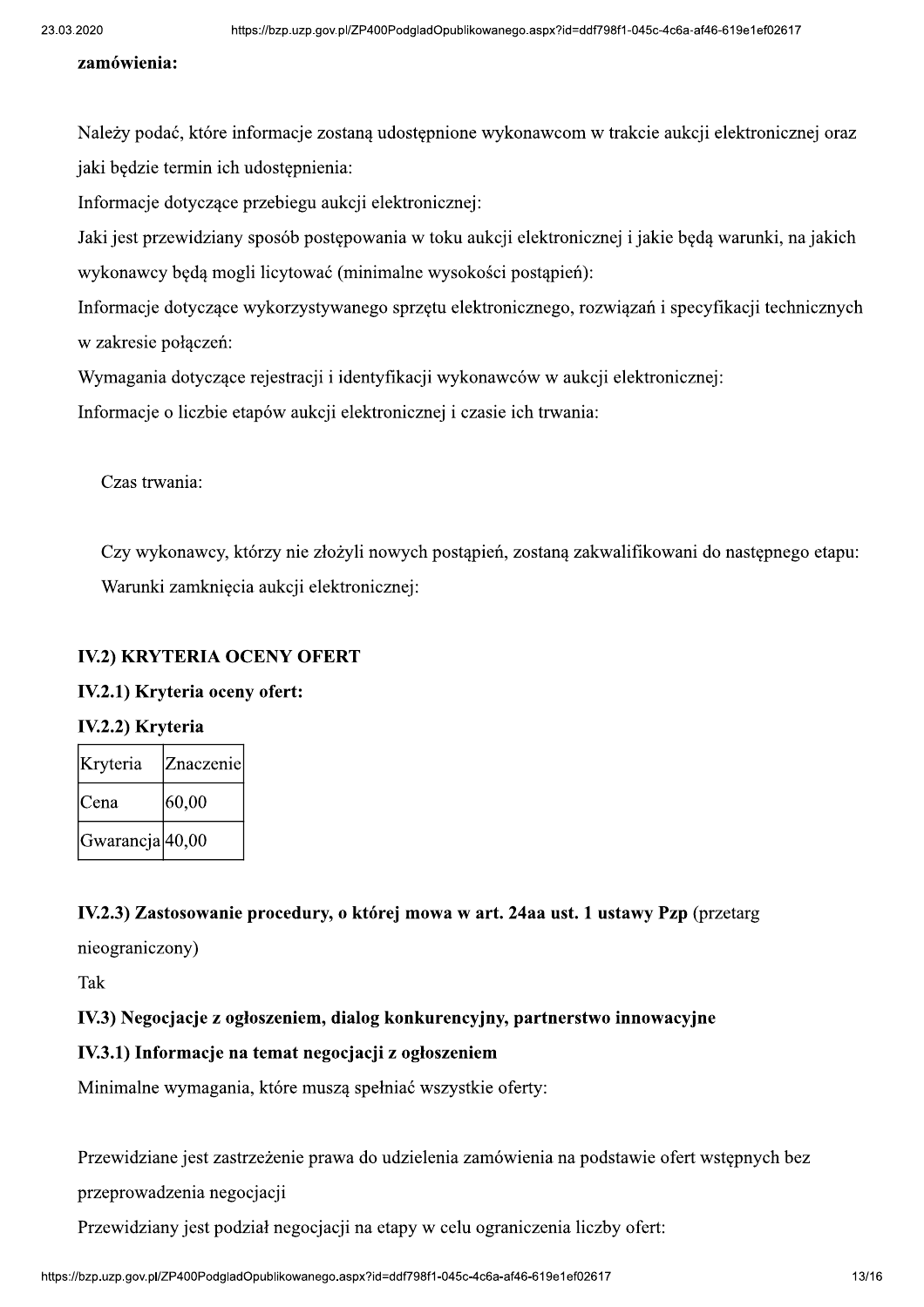**zamówienia:**

Należy podać, które informacje zostaną udostępnione wykonawcom w trakcie aukcji elektronicznej oraz jaki będzie termin ich udostępnienia:

Informacje dotyczące przebiegu aukcji elektronicznej:

Jaki jest przewidziany sposób postępowania w toku aukcji elektronicznej i jakie będą warunki, na jakich wykonawcy będą mogli licytować (minimalne wysokości postąpień):

Informacje dotyczące wykorzystywanego sprzętu elektronicznego, rozwiązań i specyfikacji technicznych w zakresie połączeń:

Wymagania dotyczące rejestracji i identyfikacji wykonawców w aukcji elektronicznej:

Informacje o liczbie etapów aukcji elektronicznej i czasie ich trwania:

Czas trwania:

Czy wykonawcy, którzy nie złożyli nowych postąpień, zostaną zakwalifikowani do następnego etapu:

Warunki zamknięcia aukcji elektronicznej:

**IV.2) KRYTERIA OCENY OFERT**

**IV.2.1) Kryteria oceny ofert:**

**IV.2.2) Kryteria**

| Kryteria | Znaczenie |
|---|---|
| Cena | 60,00 |
| Gwarancja | 40,00 |

**IV.2.3) Zastosowanie procedury, o której mowa w art. 24aa ust. 1 ustawy Pzp** (przetarg nieograniczony)

Tak

**IV.3) Negocjacje z ogłoszeniem, dialog konkurencyjny, partnerstwo innowacyjne**

**IV.3.1) Informacje na temat negocjacji z ogłoszeniem**

Minimalne wymagania, które muszą spełniać wszystkie oferty:

Przewidziane jest zastrzeżenie prawa do udzielenia zamówienia na podstawie ofert wstępnych bez przeprowadzenia negocjacji

Przewidziany jest podział negocjacji na etapy w celu ograniczenia liczby ofert: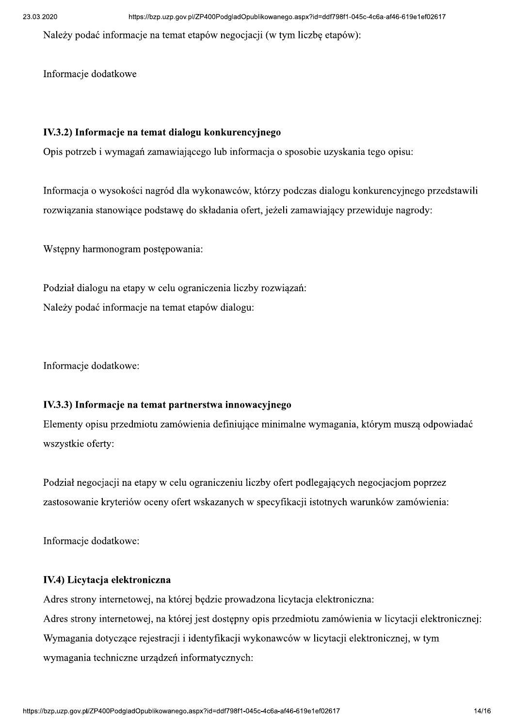Należy podać informacje na temat etapów negocjacji (w tym liczbę etapów):

Informacje dodatkowe

**IV.3.2) Informacje na temat dialogu konkurencyjnego**

Opis potrzeb i wymagań zamawiającego lub informacja o sposobie uzyskania tego opisu:

Informacja o wysokości nagród dla wykonawców, którzy podczas dialogu konkurencyjnego przedstawili rozwiązania stanowiące podstawę do składania ofert, jeżeli zamawiający przewiduje nagrody:

Wstępny harmonogram postępowania:

Podział dialogu na etapy w celu ograniczenia liczby rozwiązań:

Należy podać informacje na temat etapów dialogu:

Informacje dodatkowe:

**IV.3.3) Informacje na temat partnerstwa innowacyjnego**

Elementy opisu przedmiotu zamówienia definiujące minimalne wymagania, którym muszą odpowiadać wszystkie oferty:

Podział negocjacji na etapy w celu ograniczeniu liczby ofert podlegających negocjacjom poprzez zastosowanie kryteriów oceny ofert wskazanych w specyfikacji istotnych warunków zamówienia:

Informacje dodatkowe:

**IV.4) Licytacja elektroniczna**

Adres strony internetowej, na której będzie prowadzona licytacja elektroniczna:

Adres strony internetowej, na której jest dostępny opis przedmiotu zamówienia w licytacji elektronicznej:

Wymagania dotyczące rejestracji i identyfikacji wykonawców w licytacji elektronicznej, w tym wymagania techniczne urządzeń informatycznych: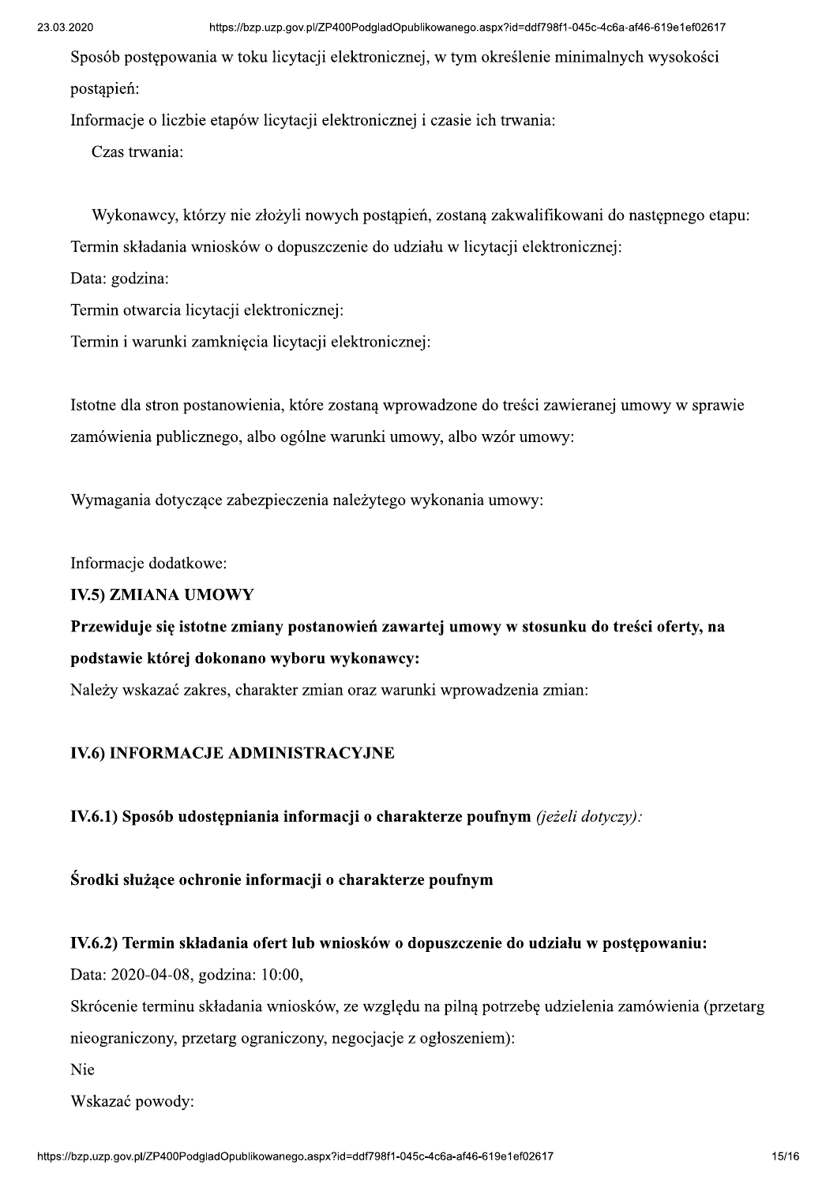Sposób postępowania w toku licytacji elektronicznej, w tym określenie minimalnych wysokości postąpień:

Informacje o liczbie etapów licytacji elektronicznej i czasie ich trwania:

Czas trwania:

Wykonawcy, którzy nie złożyli nowych postąpień, zostaną zakwalifikowani do następnego etapu:

Termin składania wniosków o dopuszczenie do udziału w licytacji elektronicznej:

Data: godzina:

Termin otwarcia licytacji elektronicznej:

Termin i warunki zamknięcia licytacji elektronicznej:

Istotne dla stron postanowienia, które zostaną wprowadzone do treści zawieranej umowy w sprawie zamówienia publicznego, albo ogólne warunki umowy, albo wzór umowy:

Wymagania dotyczące zabezpieczenia należytego wykonania umowy:

Informacje dodatkowe:

**IV.5) ZMIANA UMOWY**

**Przewiduje się istotne zmiany postanowień zawartej umowy w stosunku do treści oferty, na podstawie której dokonano wyboru wykonawcy:**

Należy wskazać zakres, charakter zmian oraz warunki wprowadzenia zmian:

**IV.6) INFORMACJE ADMINISTRACYJNE**

**IV.6.1) Sposób udostępniania informacji o charakterze poufnym** *(jeżeli dotyczy):*

**Środki służące ochronie informacji o charakterze poufnym**

**IV.6.2) Termin składania ofert lub wniosków o dopuszczenie do udziału w postępowaniu:**

Data: 2020-04-08, godzina: 10:00,

Skrócenie terminu składania wniosków, ze względu na pilną potrzebę udzielenia zamówienia (przetarg nieograniczony, przetarg ograniczony, negocjacje z ogłoszeniem):

Nie

Wskazać powody: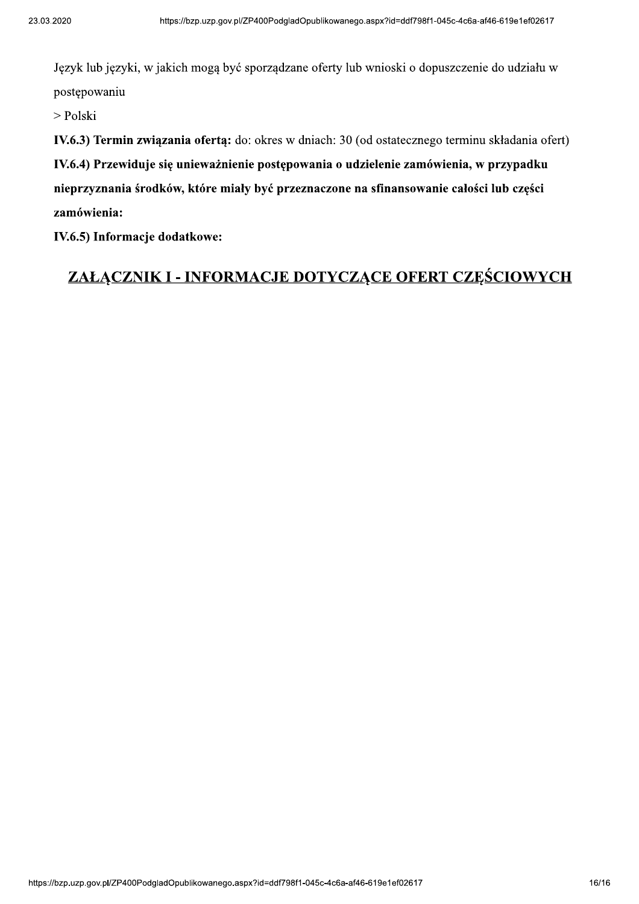Język lub języki, w jakich mogą być sporządzane oferty lub wnioski o dopuszczenie do udziału w postępowaniu

> Polski

**IV.6.3) Termin związania ofertą:** do: okres w dniach: 30 (od ostatecznego terminu składania ofert)

**IV.6.4) Przewiduje się unieważnienie postępowania o udzielenie zamówienia, w przypadku nieprzyznania środków, które miały być przeznaczone na sfinansowanie całości lub części zamówienia:**

**IV.6.5) Informacje dodatkowe:**

## ZAŁĄCZNIK I - INFORMACJE DOTYCZĄCE OFERT CZĘŚCIOWYCH